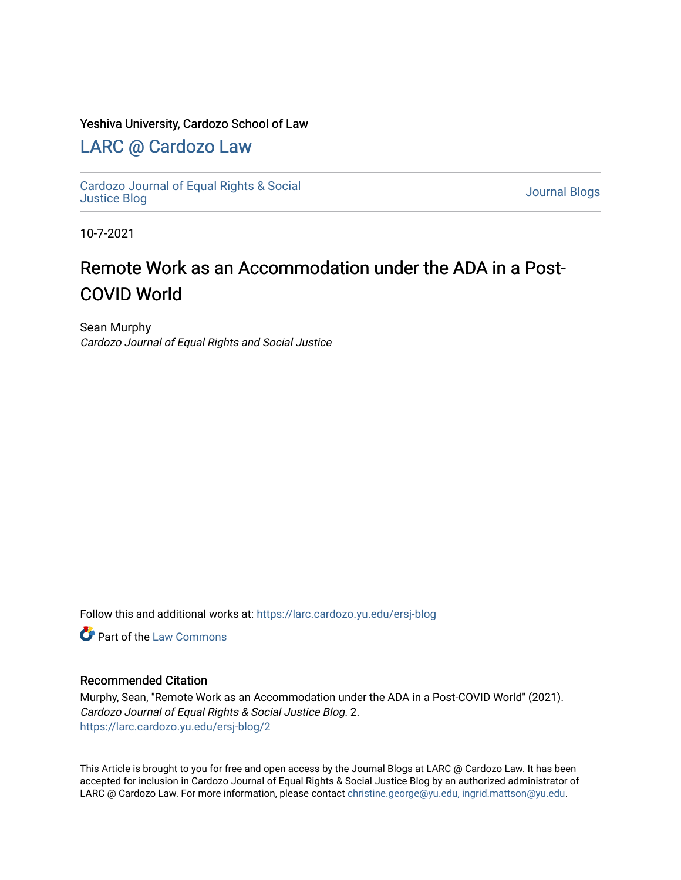Yeshiva University, Cardozo School of Law

## LARC @ Cardozo Law

Cardozo Journal of Equal Rights & Social Justice Blog

Journal Blogs

10-7-2021

# Remote Work as an Accommodation under the ADA in a Post-COVID World

Sean Murphy
*Cardozo Journal of Equal Rights and Social Justice*

Follow this and additional works at: https://larc.cardozo.yu.edu/ersj-blog

Part of the Law Commons

### Recommended Citation

Murphy, Sean, "Remote Work as an Accommodation under the ADA in a Post-COVID World" (2021). *Cardozo Journal of Equal Rights & Social Justice Blog*. 2.
https://larc.cardozo.yu.edu/ersj-blog/2

This Article is brought to you for free and open access by the Journal Blogs at LARC @ Cardozo Law. It has been accepted for inclusion in Cardozo Journal of Equal Rights & Social Justice Blog by an authorized administrator of LARC @ Cardozo Law. For more information, please contact christine.george@yu.edu, ingrid.mattson@yu.edu.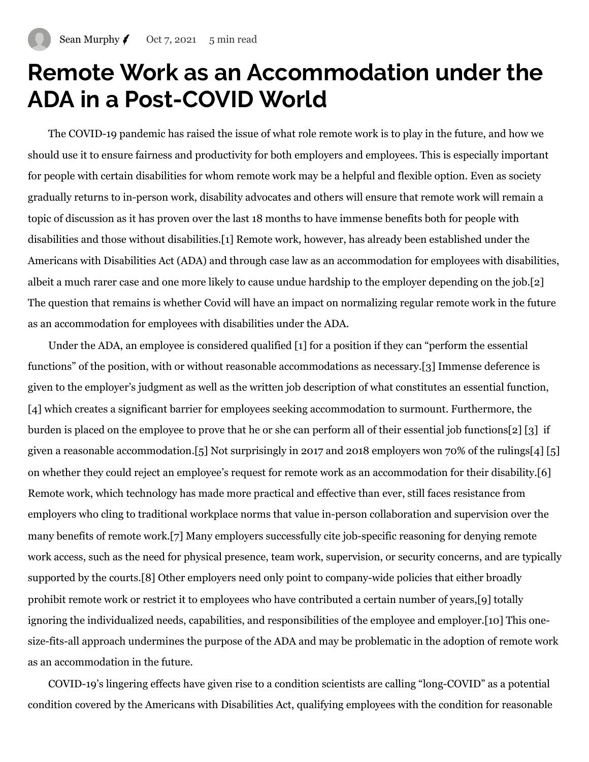Sean Murphy Oct 7, 2021 5 min read

# Remote Work as an Accommodation under the ADA in a Post-COVID World

The COVID-19 pandemic has raised the issue of what role remote work is to play in the future, and how we should use it to ensure fairness and productivity for both employers and employees. This is especially important for people with certain disabilities for whom remote work may be a helpful and flexible option. Even as society gradually returns to in-person work, disability advocates and others will ensure that remote work will remain a topic of discussion as it has proven over the last 18 months to have immense benefits both for people with disabilities and those without disabilities.[1] Remote work, however, has already been established under the Americans with Disabilities Act (ADA) and through case law as an accommodation for employees with disabilities, albeit a much rarer case and one more likely to cause undue hardship to the employer depending on the job.[2] The question that remains is whether Covid will have an impact on normalizing regular remote work in the future as an accommodation for employees with disabilities under the ADA.

Under the ADA, an employee is considered qualified [1] for a position if they can "perform the essential functions" of the position, with or without reasonable accommodations as necessary.[3] Immense deference is given to the employer's judgment as well as the written job description of what constitutes an essential function, [4] which creates a significant barrier for employees seeking accommodation to surmount. Furthermore, the burden is placed on the employee to prove that he or she can perform all of their essential job functions[2] [3] if given a reasonable accommodation.[5] Not surprisingly in 2017 and 2018 employers won 70% of the rulings[4] [5] on whether they could reject an employee's request for remote work as an accommodation for their disability.[6] Remote work, which technology has made more practical and effective than ever, still faces resistance from employers who cling to traditional workplace norms that value in-person collaboration and supervision over the many benefits of remote work.[7] Many employers successfully cite job-specific reasoning for denying remote work access, such as the need for physical presence, team work, supervision, or security concerns, and are typically supported by the courts.[8] Other employers need only point to company-wide policies that either broadly prohibit remote work or restrict it to employees who have contributed a certain number of years,[9] totally ignoring the individualized needs, capabilities, and responsibilities of the employee and employer.[10] This one-size-fits-all approach undermines the purpose of the ADA and may be problematic in the adoption of remote work as an accommodation in the future.

COVID-19's lingering effects have given rise to a condition scientists are calling "long-COVID" as a potential condition covered by the Americans with Disabilities Act, qualifying employees with the condition for reasonable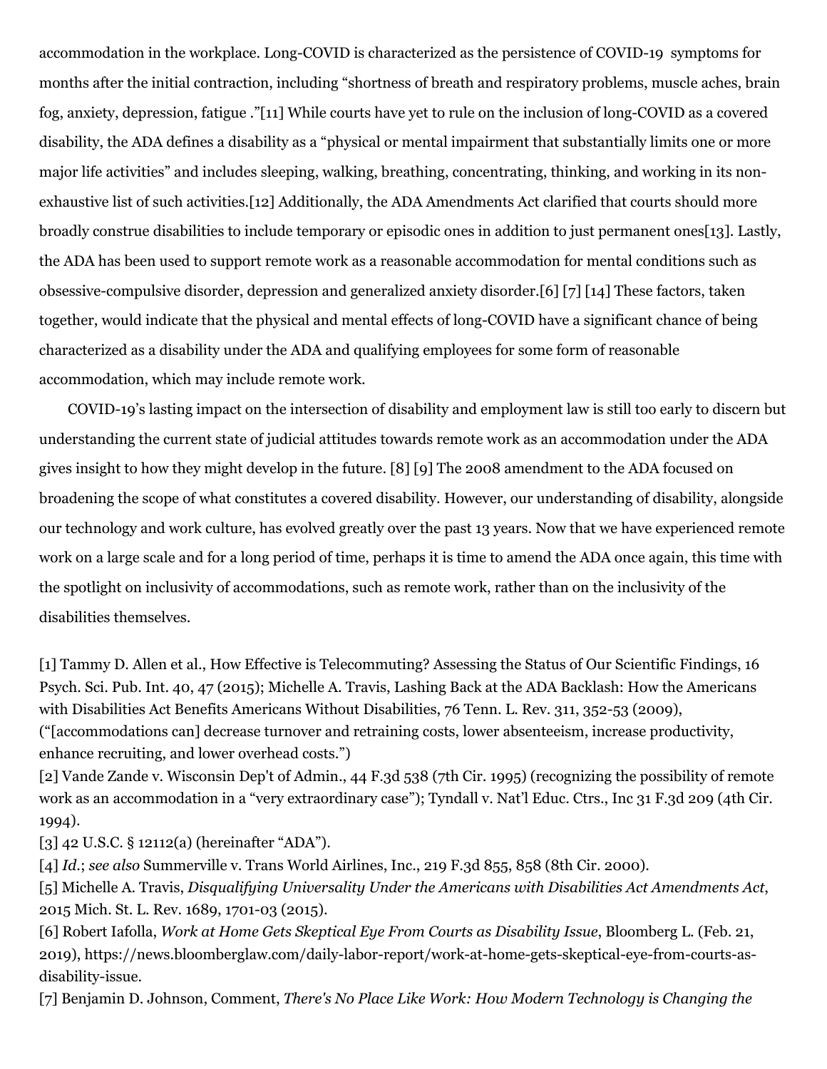accommodation in the workplace. Long-COVID is characterized as the persistence of COVID-19 symptoms for months after the initial contraction, including "shortness of breath and respiratory problems, muscle aches, brain fog, anxiety, depression, fatigue ."[11] While courts have yet to rule on the inclusion of long-COVID as a covered disability, the ADA defines a disability as a "physical or mental impairment that substantially limits one or more major life activities" and includes sleeping, walking, breathing, concentrating, thinking, and working in its non-exhaustive list of such activities.[12] Additionally, the ADA Amendments Act clarified that courts should more broadly construe disabilities to include temporary or episodic ones in addition to just permanent ones[13]. Lastly, the ADA has been used to support remote work as a reasonable accommodation for mental conditions such as obsessive-compulsive disorder, depression and generalized anxiety disorder.[6] [7] [14] These factors, taken together, would indicate that the physical and mental effects of long-COVID have a significant chance of being characterized as a disability under the ADA and qualifying employees for some form of reasonable accommodation, which may include remote work.

COVID-19's lasting impact on the intersection of disability and employment law is still too early to discern but understanding the current state of judicial attitudes towards remote work as an accommodation under the ADA gives insight to how they might develop in the future. [8] [9] The 2008 amendment to the ADA focused on broadening the scope of what constitutes a covered disability. However, our understanding of disability, alongside our technology and work culture, has evolved greatly over the past 13 years. Now that we have experienced remote work on a large scale and for a long period of time, perhaps it is time to amend the ADA once again, this time with the spotlight on inclusivity of accommodations, such as remote work, rather than on the inclusivity of the disabilities themselves.

[1] Tammy D. Allen et al., How Effective is Telecommuting? Assessing the Status of Our Scientific Findings, 16 Psych. Sci. Pub. Int. 40, 47 (2015); Michelle A. Travis, Lashing Back at the ADA Backlash: How the Americans with Disabilities Act Benefits Americans Without Disabilities, 76 Tenn. L. Rev. 311, 352-53 (2009), ("[accommodations can] decrease turnover and retraining costs, lower absenteeism, increase productivity, enhance recruiting, and lower overhead costs.")

[2] Vande Zande v. Wisconsin Dep't of Admin., 44 F.3d 538 (7th Cir. 1995) (recognizing the possibility of remote work as an accommodation in a "very extraordinary case"); Tyndall v. Nat'l Educ. Ctrs., Inc 31 F.3d 209 (4th Cir. 1994).

[3] 42 U.S.C. § 12112(a) (hereinafter "ADA").

[4] *Id.*; *see also* Summerville v. Trans World Airlines, Inc., 219 F.3d 855, 858 (8th Cir. 2000).

[5] Michelle A. Travis, *Disqualifying Universality Under the Americans with Disabilities Act Amendments Act*, 2015 Mich. St. L. Rev. 1689, 1701-03 (2015).

[6] Robert Iafolla, *Work at Home Gets Skeptical Eye From Courts as Disability Issue*, Bloomberg L. (Feb. 21, 2019), https://news.bloomberglaw.com/daily-labor-report/work-at-home-gets-skeptical-eye-from-courts-as-disability-issue.

[7] Benjamin D. Johnson, Comment, *There's No Place Like Work: How Modern Technology is Changing the*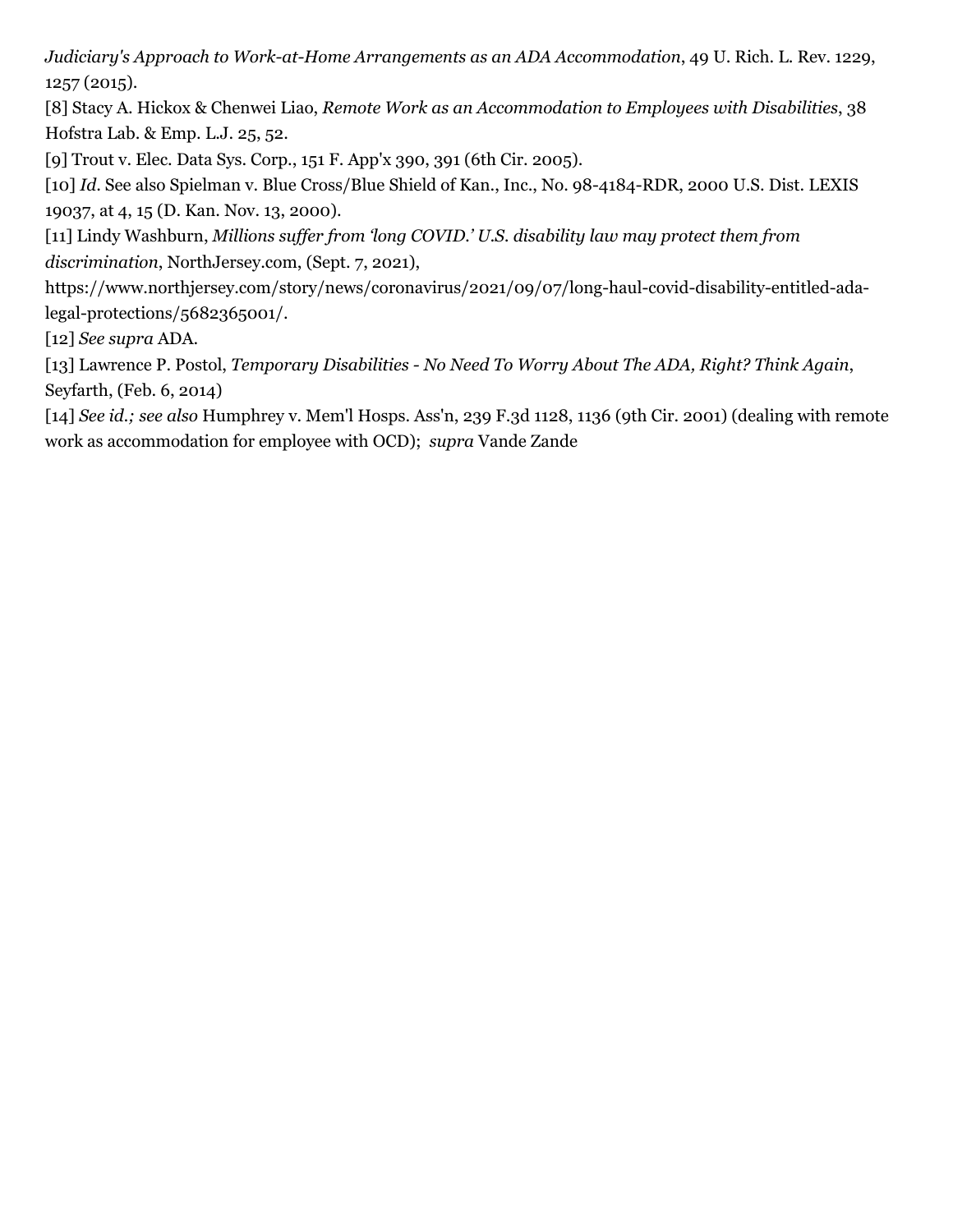*Judiciary's Approach to Work-at-Home Arrangements as an ADA Accommodation*, 49 U. Rich. L. Rev. 1229, 1257 (2015).

[8] Stacy A. Hickox & Chenwei Liao, *Remote Work as an Accommodation to Employees with Disabilities*, 38 Hofstra Lab. & Emp. L.J. 25, 52.

[9] Trout v. Elec. Data Sys. Corp., 151 F. App'x 390, 391 (6th Cir. 2005).

[10] *Id*. See also Spielman v. Blue Cross/Blue Shield of Kan., Inc., No. 98-4184-RDR, 2000 U.S. Dist. LEXIS 19037, at 4, 15 (D. Kan. Nov. 13, 2000).

[11] Lindy Washburn, *Millions suffer from 'long COVID.' U.S. disability law may protect them from discrimination*, NorthJersey.com, (Sept. 7, 2021), https://www.northjersey.com/story/news/coronavirus/2021/09/07/long-haul-covid-disability-entitled-ada-legal-protections/5682365001/.

[12] *See supra* ADA.

[13] Lawrence P. Postol, *Temporary Disabilities - No Need To Worry About The ADA, Right? Think Again*, Seyfarth, (Feb. 6, 2014)

[14] *See id.; see also* Humphrey v. Mem'l Hosps. Ass'n, 239 F.3d 1128, 1136 (9th Cir. 2001) (dealing with remote work as accommodation for employee with OCD); *supra* Vande Zande